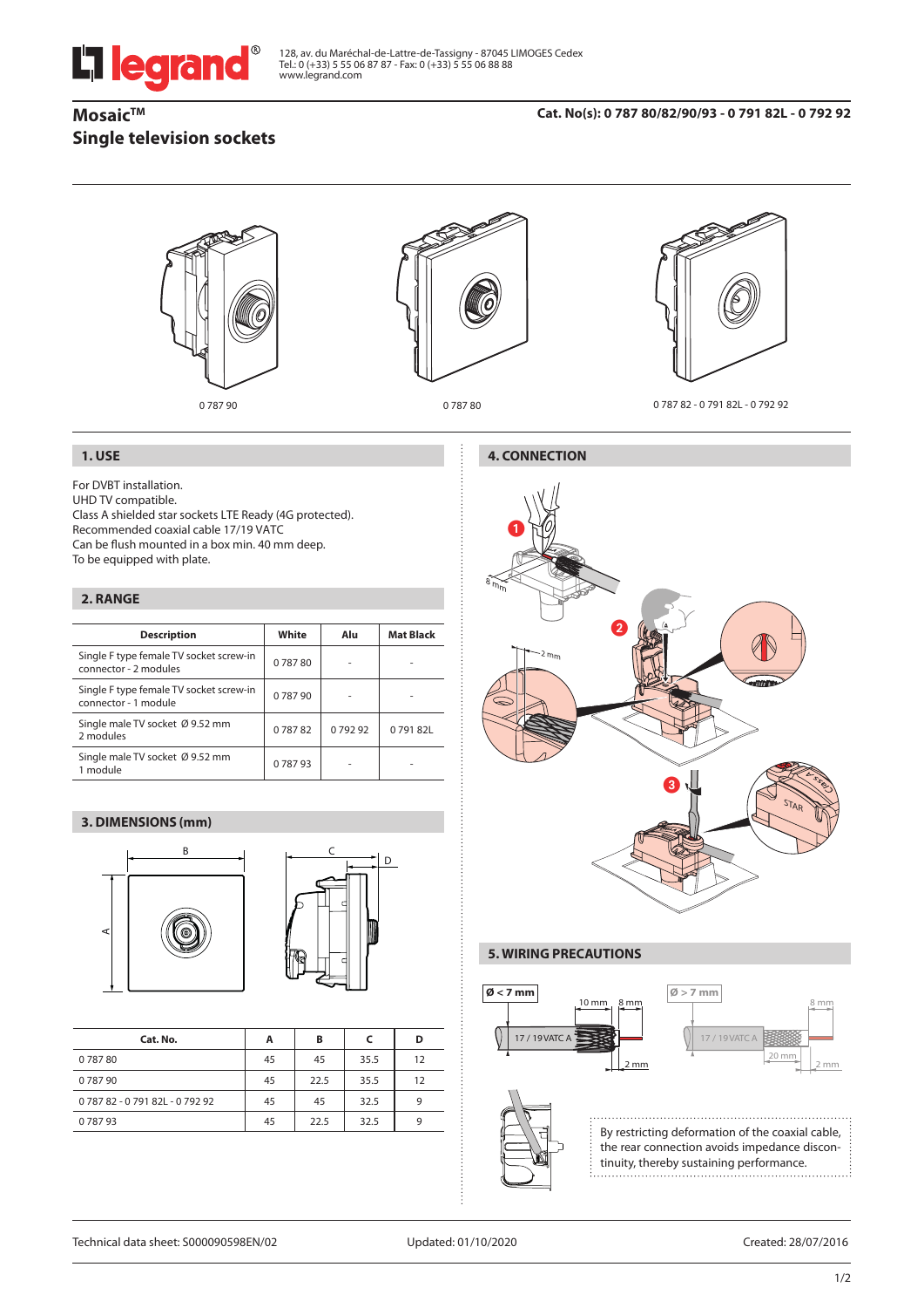128, av. du Maréchal-de-Lattre-de-Tassigny - 87045 LIMOGES Cedex
Tel.: 0 (+33) 5 55 06 87 87 - Fax: 0 (+33) 5 55 06 88 88
www.legrand.com

# Mosaic™
# Single television sockets

**Cat. No(s): 0 787 80/82/90/93 - 0 791 82L - 0 792 92**

0 787 90

0 787 80

0 787 82 - 0 791 82L - 0 792 92

## 1. USE

For DVBT installation.
UHD TV compatible.
Class A shielded star sockets LTE Ready (4G protected).
Recommended coaxial cable 17/19 VATC
Can be flush mounted in a box min. 40 mm deep.
To be equipped with plate.

## 2. RANGE

| Description | White | Alu | Mat Black |
|---|---|---|---|
| Single F type female TV socket screw-in connector - 2 modules | 0 787 80 | - | - |
| Single F type female TV socket screw-in connector - 1 module | 0 787 90 | - | - |
| Single male TV socket Ø 9.52 mm 2 modules | 0 787 82 | 0 792 92 | 0 791 82L |
| Single male TV socket Ø 9.52 mm 1 module | 0 787 93 | - | - |

## 3. DIMENSIONS (mm)

| Cat. No. | A | B | C | D |
|---|---|---|---|---|
| 0 787 80 | 45 | 45 | 35.5 | 12 |
| 0 787 90 | 45 | 22.5 | 35.5 | 12 |
| 0 787 82 - 0 791 82L - 0 792 92 | 45 | 45 | 32.5 | 9 |
| 0 787 93 | 45 | 22.5 | 32.5 | 9 |

## 4. CONNECTION

## 5. WIRING PRECAUTIONS

Ø < 7 mm: 17 / 19VATC A — 10 mm, 8 mm, 2 mm

Ø > 7 mm: 17 / 19VATC A — 20 mm, 8 mm, 2 mm

By restricting deformation of the coaxial cable, the rear connection avoids impedance discontinuity, thereby sustaining performance.

Technical data sheet: S000090598EN/02 | Updated: 01/10/2020 | Created: 28/07/2016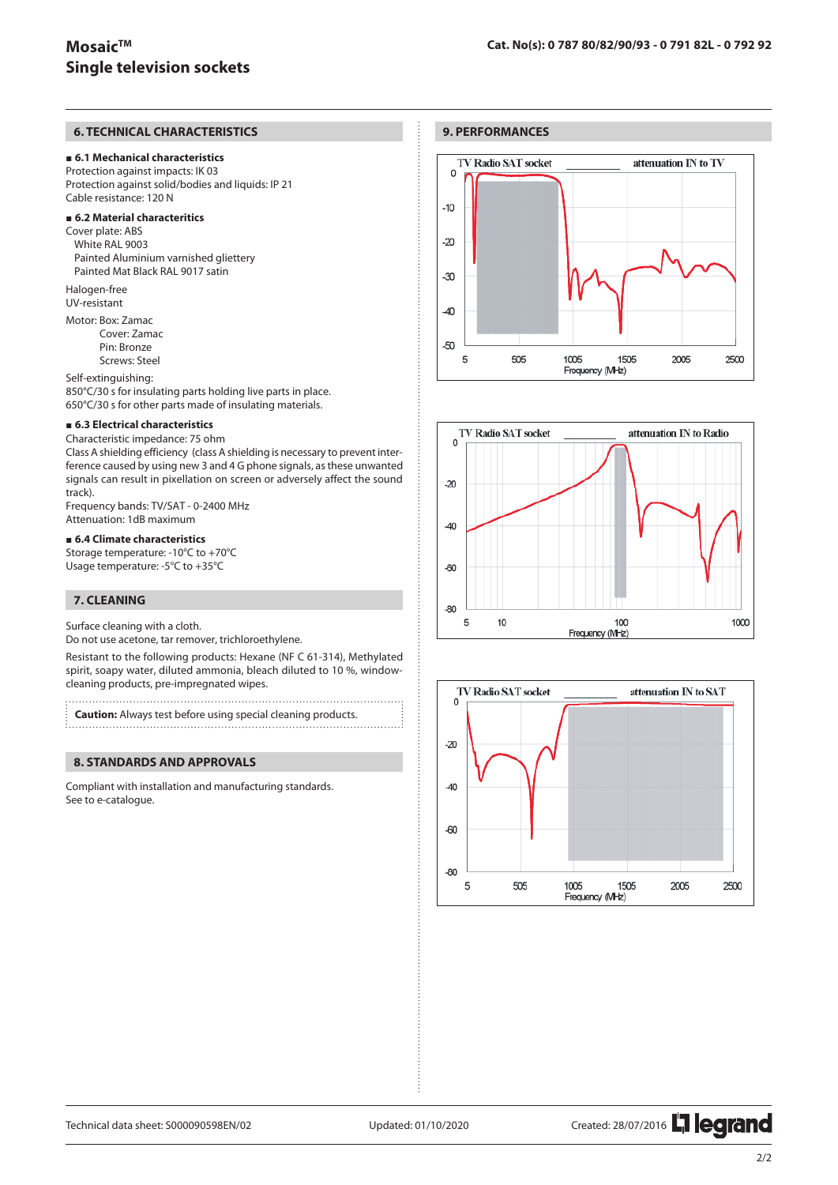# Mosaic™ Single television sockets

**Cat. No(s): 0 787 80/82/90/93 - 0 791 82L - 0 792 92**

## 6. TECHNICAL CHARACTERISTICS

### ■ 6.1 Mechanical characteristics

Protection against impacts: IK 03
Protection against solid/bodies and liquids: IP 21
Cable resistance: 120 N

### ■ 6.2 Material charactericts

Cover plate: ABS
White RAL 9003
Painted Aluminium varnished glittery
Painted Mat Black RAL 9017 satin

Halogen-free
UV-resistant

Motor: Box: Zamac
Cover: Zamac
Pin: Bronze
Screws: Steel

Self-extinguishing:
850°C/30 s for insulating parts holding live parts in place.
650°C/30 s for other parts made of insulating materials.

### ■ 6.3 Electrical characteristics

Characteristic impedance: 75 ohm
Class A shielding efficiency (class A shielding is necessary to prevent interference caused by using new 3 and 4 G phone signals, as these unwanted signals can result in pixellation on screen or adversely affect the sound track).
Frequency bands: TV/SAT - 0-2400 MHz
Attenuation: 1dB maximum

### ■ 6.4 Climate characteristics

Storage temperature: -10°C to +70°C
Usage temperature: -5°C to +35°C

## 7. CLEANING

Surface cleaning with a cloth.
Do not use acetone, tar remover, trichloroethylene.

Resistant to the following products: Hexane (NF C 61-314), Methylated spirit, soapy water, diluted ammonia, bleach diluted to 10 %, window-cleaning products, pre-impregnated wipes.

**Caution:** Always test before using special cleaning products.

## 8. STANDARDS AND APPROVALS

Compliant with installation and manufacturing standards.
See to e-catalogue.

## 9. PERFORMANCES

TV Radio SAT socket — attenuation IN to TV
0, -10, -20, -30, -40, -50
5, 505, 1005, 1505, 2005, 2500
Frequency (MHz)

TV Radio SAT socket — attenuation IN to Radio
0, -20, -40, -60, -80
5, 10, 100, 1000
Frequency (MHz)

TV Radio SAT socket — attenuation IN to SAT
0, -20, -40, -60, -80
5, 505, 1005, 1505, 2005, 2500
Frequency (MHz)

Technical data sheet: S000090598EN/02 Updated: 01/10/2020 Created: 28/07/2016